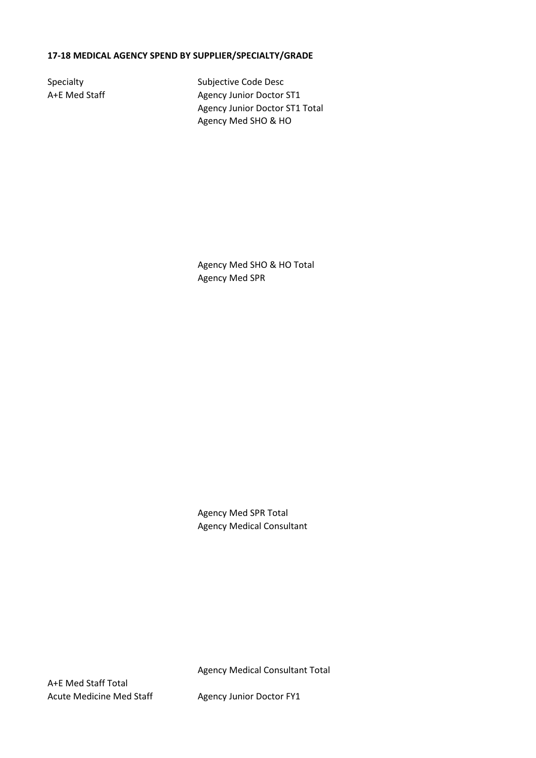**17-18 MEDICAL AGENCY SPEND BY SUPPLIER/SPECIALTY/GRADE**

| Specialty | Subjective Code Desc |
|---|---|
| A+E Med Staff | Agency Junior Doctor ST1 |
| | Agency Junior Doctor ST1 Total |
| | Agency Med SHO & HO |
| | Agency Med SHO & HO Total |
| | Agency Med SPR |
| | Agency Med SPR Total |
| | Agency Medical Consultant |
| | Agency Medical Consultant Total |
| A+E Med Staff Total | |
| Acute Medicine Med Staff | Agency Junior Doctor FY1 |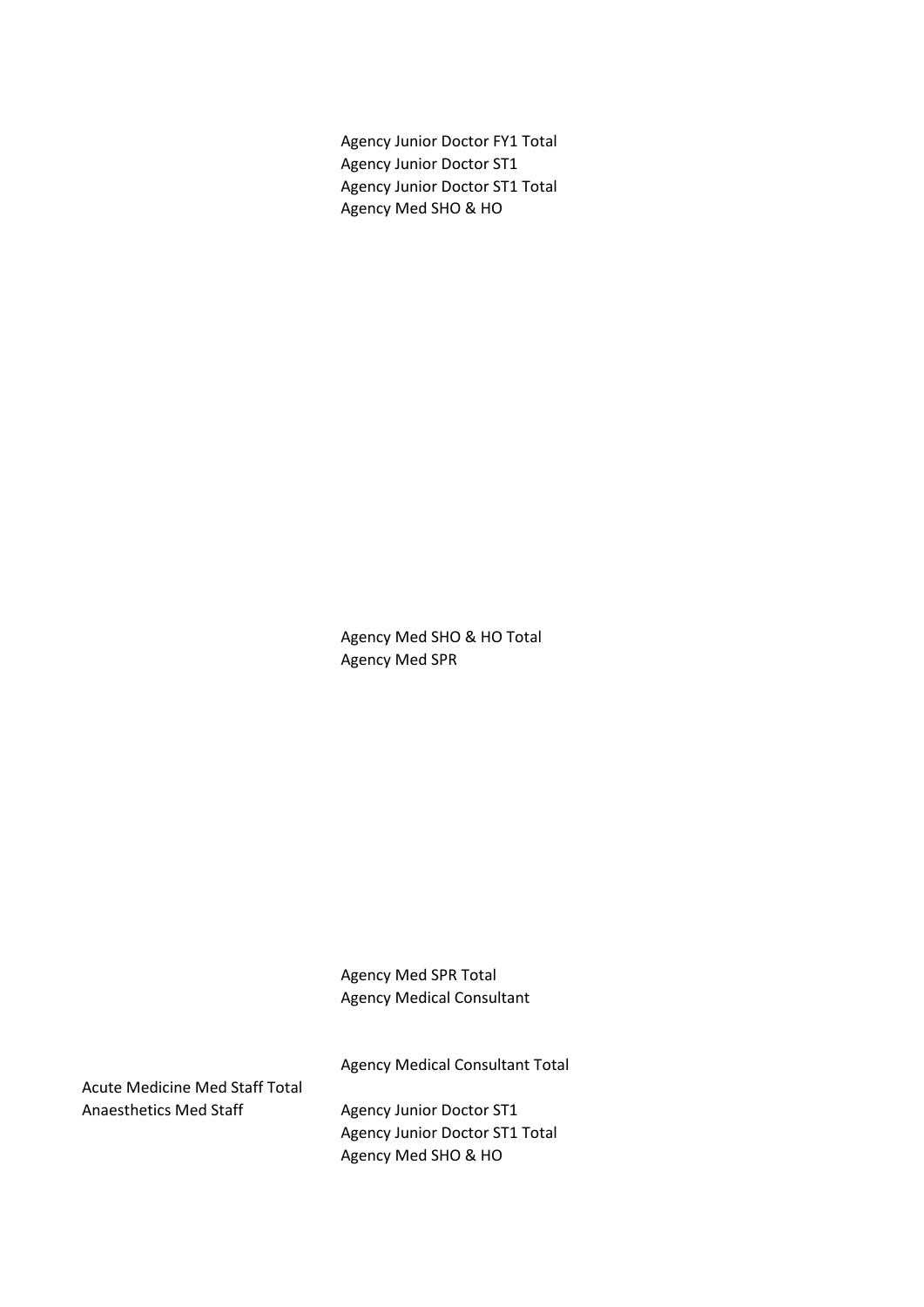| | |
|---|---|
| | Agency Junior Doctor FY1 Total |
| | Agency Junior Doctor ST1 |
| | Agency Junior Doctor ST1 Total |
| | Agency Med SHO & HO |
| | Agency Med SHO & HO Total |
| | Agency Med SPR |
| | Agency Med SPR Total |
| | Agency Medical Consultant |
| | Agency Medical Consultant Total |
| Acute Medicine Med Staff Total | |
| Anaesthetics Med Staff | Agency Junior Doctor ST1 |
| | Agency Junior Doctor ST1 Total |
| | Agency Med SHO & HO |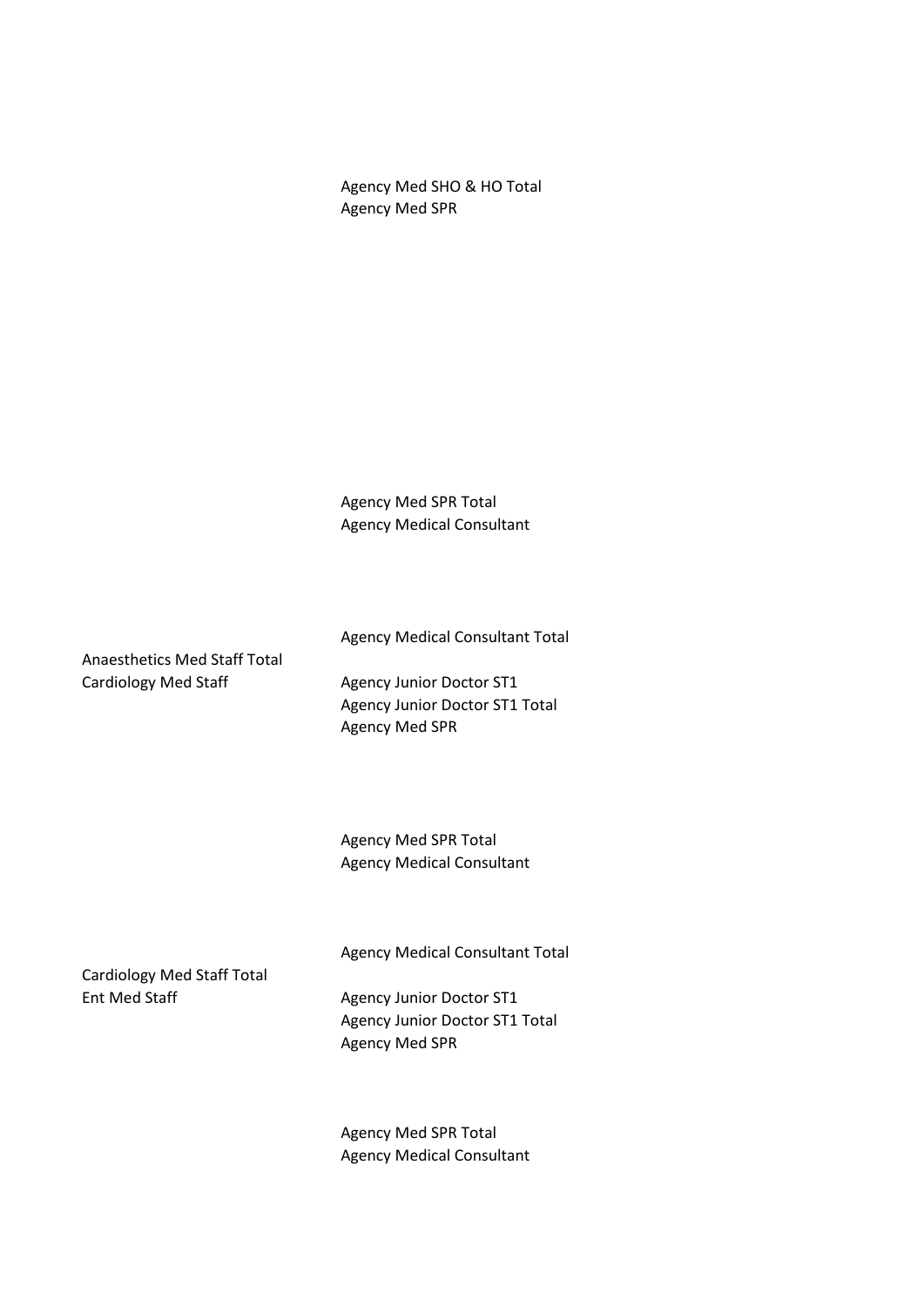| | |
|---|---|
| | Agency Med SHO & HO Total |
| | Agency Med SPR |
| | Agency Med SPR Total |
| | Agency Medical Consultant |
| | Agency Medical Consultant Total |
| Anaesthetics Med Staff Total | |
| Cardiology Med Staff | Agency Junior Doctor ST1 |
| | Agency Junior Doctor ST1 Total |
| | Agency Med SPR |
| | Agency Med SPR Total |
| | Agency Medical Consultant |
| | Agency Medical Consultant Total |
| Cardiology Med Staff Total | |
| Ent Med Staff | Agency Junior Doctor ST1 |
| | Agency Junior Doctor ST1 Total |
| | Agency Med SPR |
| | Agency Med SPR Total |
| | Agency Medical Consultant |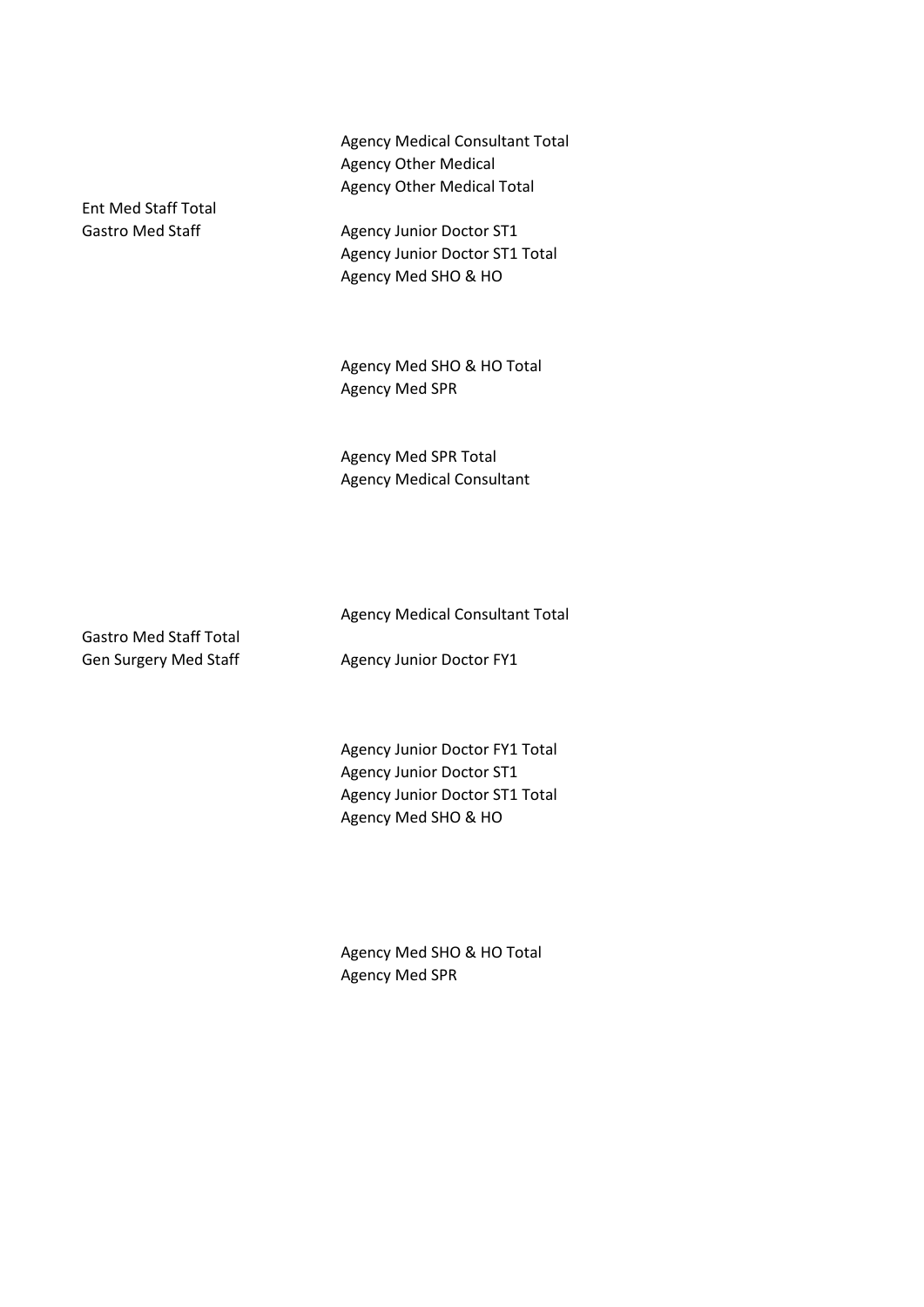| | |
|---|---|
| | Agency Medical Consultant Total |
| | Agency Other Medical |
| | Agency Other Medical Total |
| Ent Med Staff Total | |
| Gastro Med Staff | Agency Junior Doctor ST1 |
| | Agency Junior Doctor ST1 Total |
| | Agency Med SHO & HO |
| | |
| | |
| | |
| | Agency Med SHO & HO Total |
| | Agency Med SPR |
| | |
| | |
| | Agency Med SPR Total |
| | Agency Medical Consultant |
| | |
| | |
| | |
| | |
| | |
| | Agency Medical Consultant Total |
| Gastro Med Staff Total | |
| Gen Surgery Med Staff | Agency Junior Doctor FY1 |
| | |
| | |
| | |
| | Agency Junior Doctor FY1 Total |
| | Agency Junior Doctor ST1 |
| | Agency Junior Doctor ST1 Total |
| | Agency Med SHO & HO |
| | |
| | |
| | |
| | |
| | |
| | Agency Med SHO & HO Total |
| | Agency Med SPR |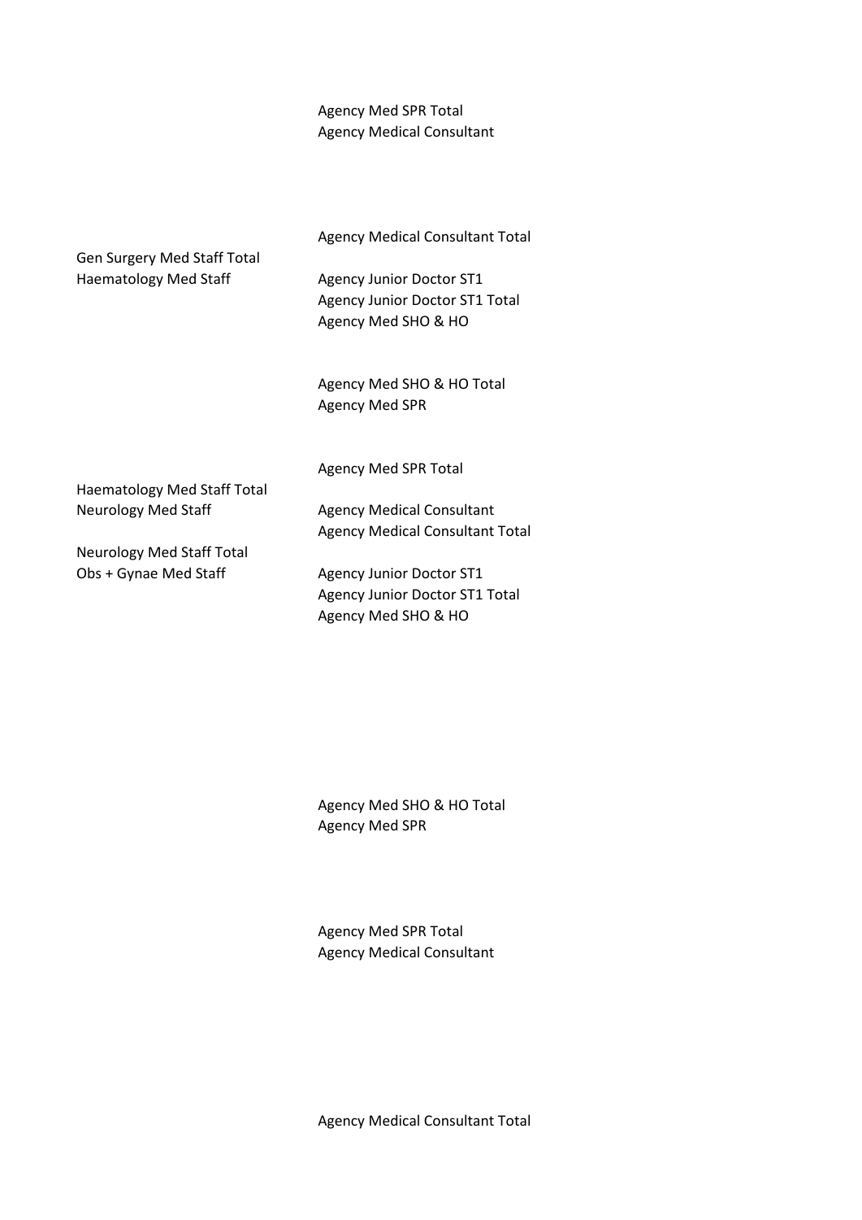| | |
|---|---|
| | Agency Med SPR Total |
| | Agency Medical Consultant |
| | |
| | Agency Medical Consultant Total |
| Gen Surgery Med Staff Total | |
| Haematology Med Staff | Agency Junior Doctor ST1 |
| | Agency Junior Doctor ST1 Total |
| | Agency Med SHO & HO |
| | |
| | Agency Med SHO & HO Total |
| | Agency Med SPR |
| | |
| | Agency Med SPR Total |
| Haematology Med Staff Total | |
| Neurology Med Staff | Agency Medical Consultant |
| | Agency Medical Consultant Total |
| Neurology Med Staff Total | |
| Obs + Gynae Med Staff | Agency Junior Doctor ST1 |
| | Agency Junior Doctor ST1 Total |
| | Agency Med SHO & HO |
| | |
| | Agency Med SHO & HO Total |
| | Agency Med SPR |
| | |
| | Agency Med SPR Total |
| | Agency Medical Consultant |
| | |
| | Agency Medical Consultant Total |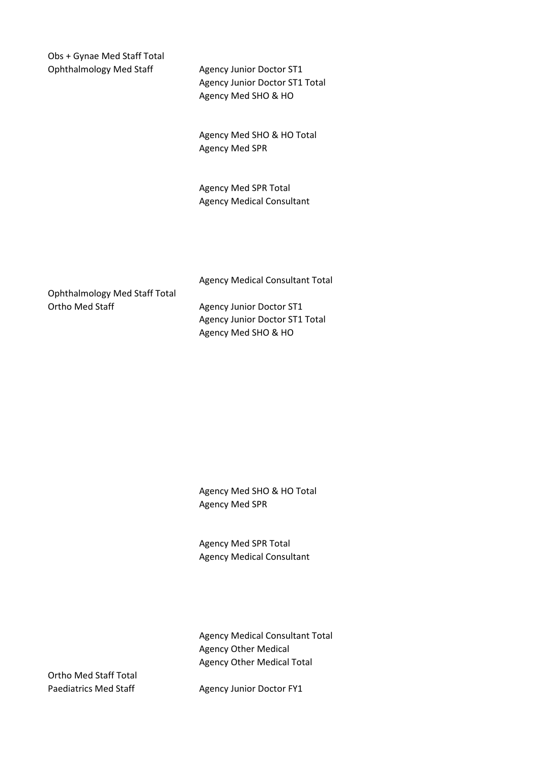| | |
|---|---|
| Obs + Gynae Med Staff Total | |
| Ophthalmology Med Staff | Agency Junior Doctor ST1 |
| | Agency Junior Doctor ST1 Total |
| | Agency Med SHO & HO |
| | Agency Med SHO & HO Total |
| | Agency Med SPR |
| | Agency Med SPR Total |
| | Agency Medical Consultant |
| | Agency Medical Consultant Total |
| Ophthalmology Med Staff Total | |
| Ortho Med Staff | Agency Junior Doctor ST1 |
| | Agency Junior Doctor ST1 Total |
| | Agency Med SHO & HO |
| | Agency Med SHO & HO Total |
| | Agency Med SPR |
| | Agency Med SPR Total |
| | Agency Medical Consultant |
| | Agency Medical Consultant Total |
| | Agency Other Medical |
| | Agency Other Medical Total |
| Ortho Med Staff Total | |
| Paediatrics Med Staff | Agency Junior Doctor FY1 |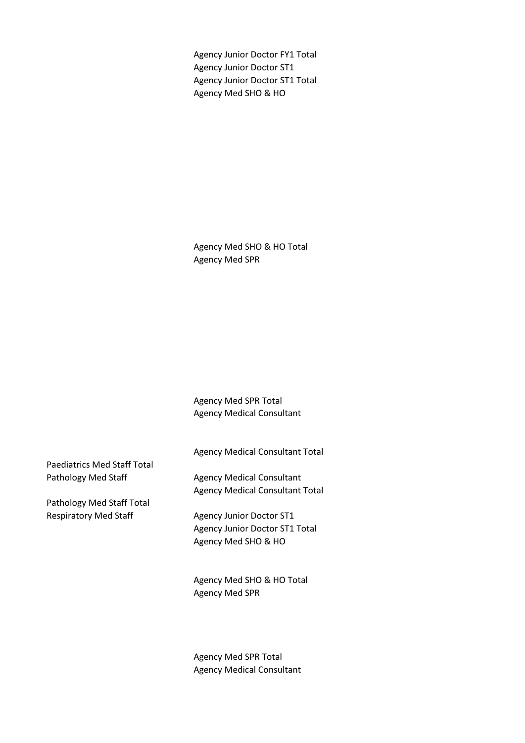| | |
|---|---|
| | Agency Junior Doctor FY1 Total |
| | Agency Junior Doctor ST1 |
| | Agency Junior Doctor ST1 Total |
| | Agency Med SHO & HO |
| | Agency Med SHO & HO Total |
| | Agency Med SPR |
| | Agency Med SPR Total |
| | Agency Medical Consultant |
| | Agency Medical Consultant Total |
| Paediatrics Med Staff Total | |
| Pathology Med Staff | Agency Medical Consultant |
| | Agency Medical Consultant Total |
| Pathology Med Staff Total | |
| Respiratory Med Staff | Agency Junior Doctor ST1 |
| | Agency Junior Doctor ST1 Total |
| | Agency Med SHO & HO |
| | Agency Med SHO & HO Total |
| | Agency Med SPR |
| | Agency Med SPR Total |
| | Agency Medical Consultant |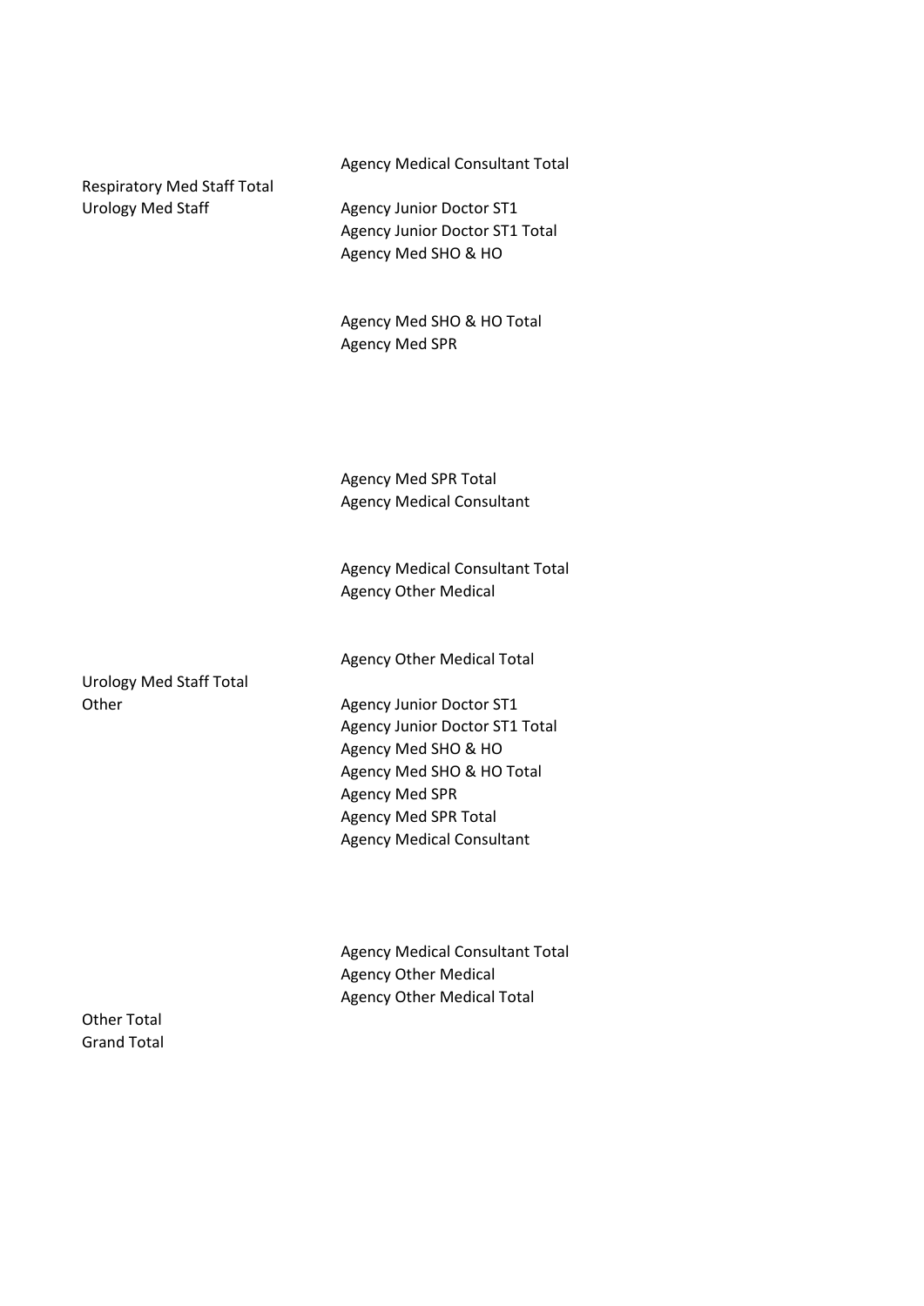| | |
|---|---|
| | Agency Medical Consultant Total |
| Respiratory Med Staff Total | |
| Urology Med Staff | Agency Junior Doctor ST1 |
| | Agency Junior Doctor ST1 Total |
| | Agency Med SHO & HO |
| | Agency Med SHO & HO Total |
| | Agency Med SPR |
| | Agency Med SPR Total |
| | Agency Medical Consultant |
| | Agency Medical Consultant Total |
| | Agency Other Medical |
| | Agency Other Medical Total |
| Urology Med Staff Total | |
| Other | Agency Junior Doctor ST1 |
| | Agency Junior Doctor ST1 Total |
| | Agency Med SHO & HO |
| | Agency Med SHO & HO Total |
| | Agency Med SPR |
| | Agency Med SPR Total |
| | Agency Medical Consultant |
| | Agency Medical Consultant Total |
| | Agency Other Medical |
| | Agency Other Medical Total |
| Other Total | |
| Grand Total | |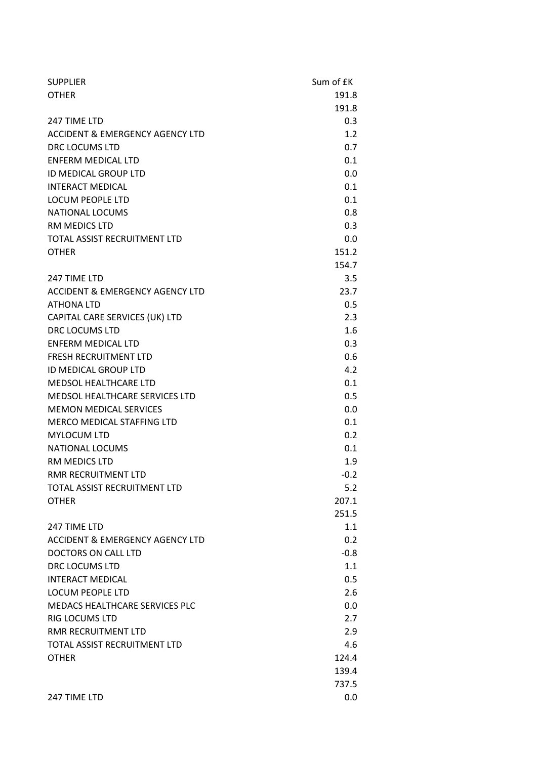| SUPPLIER | Sum of £K |
|---|---|
| OTHER | 191.8 |
| | 191.8 |
| 247 TIME LTD | 0.3 |
| ACCIDENT & EMERGENCY AGENCY LTD | 1.2 |
| DRC LOCUMS LTD | 0.7 |
| ENFERM MEDICAL LTD | 0.1 |
| ID MEDICAL GROUP LTD | 0.0 |
| INTERACT MEDICAL | 0.1 |
| LOCUM PEOPLE LTD | 0.1 |
| NATIONAL LOCUMS | 0.8 |
| RM MEDICS LTD | 0.3 |
| TOTAL ASSIST RECRUITMENT LTD | 0.0 |
| OTHER | 151.2 |
| | 154.7 |
| 247 TIME LTD | 3.5 |
| ACCIDENT & EMERGENCY AGENCY LTD | 23.7 |
| ATHONA LTD | 0.5 |
| CAPITAL CARE SERVICES (UK) LTD | 2.3 |
| DRC LOCUMS LTD | 1.6 |
| ENFERM MEDICAL LTD | 0.3 |
| FRESH RECRUITMENT LTD | 0.6 |
| ID MEDICAL GROUP LTD | 4.2 |
| MEDSOL HEALTHCARE LTD | 0.1 |
| MEDSOL HEALTHCARE SERVICES LTD | 0.5 |
| MEMON MEDICAL SERVICES | 0.0 |
| MERCO MEDICAL STAFFING LTD | 0.1 |
| MYLOCUM LTD | 0.2 |
| NATIONAL LOCUMS | 0.1 |
| RM MEDICS LTD | 1.9 |
| RMR RECRUITMENT LTD | -0.2 |
| TOTAL ASSIST RECRUITMENT LTD | 5.2 |
| OTHER | 207.1 |
| | 251.5 |
| 247 TIME LTD | 1.1 |
| ACCIDENT & EMERGENCY AGENCY LTD | 0.2 |
| DOCTORS ON CALL LTD | -0.8 |
| DRC LOCUMS LTD | 1.1 |
| INTERACT MEDICAL | 0.5 |
| LOCUM PEOPLE LTD | 2.6 |
| MEDACS HEALTHCARE SERVICES PLC | 0.0 |
| RIG LOCUMS LTD | 2.7 |
| RMR RECRUITMENT LTD | 2.9 |
| TOTAL ASSIST RECRUITMENT LTD | 4.6 |
| OTHER | 124.4 |
| | 139.4 |
| | 737.5 |
| 247 TIME LTD | 0.0 |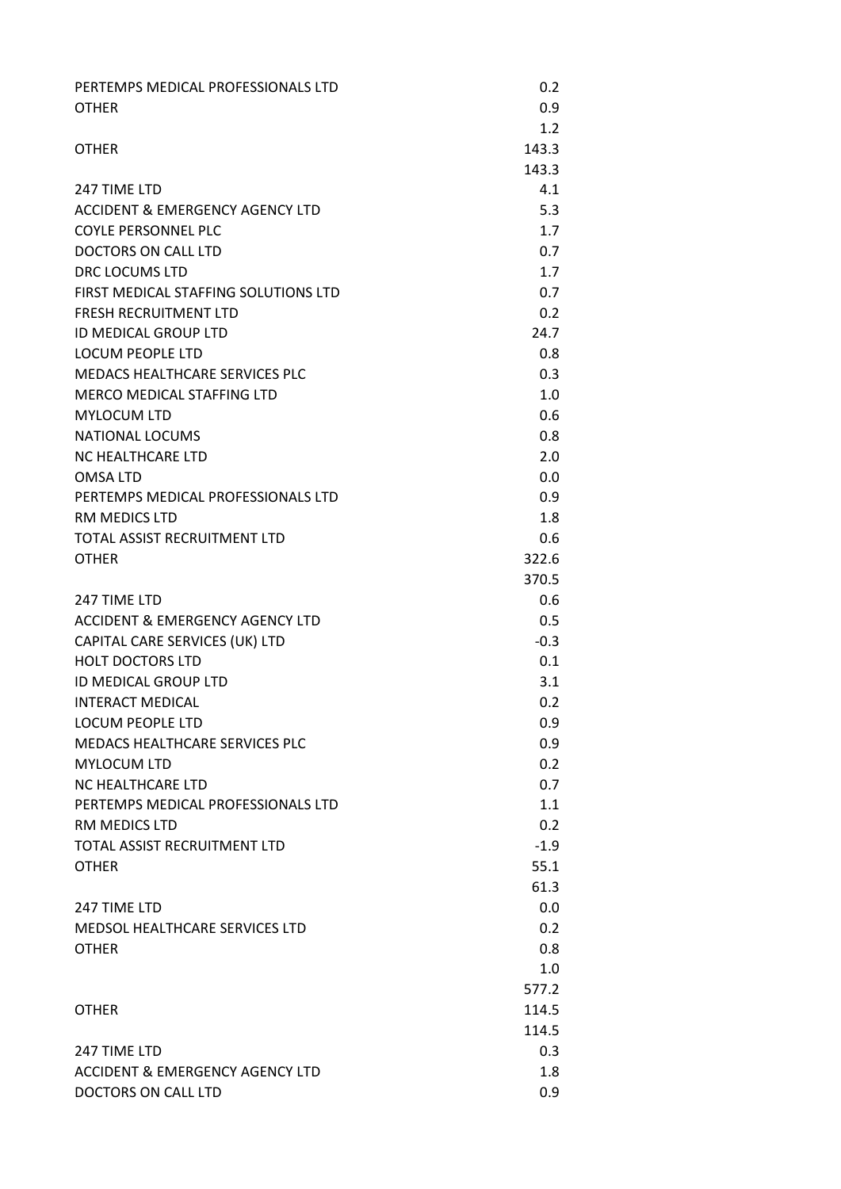| | |
|---|---|
| PERTEMPS MEDICAL PROFESSIONALS LTD | 0.2 |
| OTHER | 0.9 |
| | 1.2 |
| OTHER | 143.3 |
| | 143.3 |
| 247 TIME LTD | 4.1 |
| ACCIDENT & EMERGENCY AGENCY LTD | 5.3 |
| COYLE PERSONNEL PLC | 1.7 |
| DOCTORS ON CALL LTD | 0.7 |
| DRC LOCUMS LTD | 1.7 |
| FIRST MEDICAL STAFFING SOLUTIONS LTD | 0.7 |
| FRESH RECRUITMENT LTD | 0.2 |
| ID MEDICAL GROUP LTD | 24.7 |
| LOCUM PEOPLE LTD | 0.8 |
| MEDACS HEALTHCARE SERVICES PLC | 0.3 |
| MERCO MEDICAL STAFFING LTD | 1.0 |
| MYLOCUM LTD | 0.6 |
| NATIONAL LOCUMS | 0.8 |
| NC HEALTHCARE LTD | 2.0 |
| OMSA LTD | 0.0 |
| PERTEMPS MEDICAL PROFESSIONALS LTD | 0.9 |
| RM MEDICS LTD | 1.8 |
| TOTAL ASSIST RECRUITMENT LTD | 0.6 |
| OTHER | 322.6 |
| | 370.5 |
| 247 TIME LTD | 0.6 |
| ACCIDENT & EMERGENCY AGENCY LTD | 0.5 |
| CAPITAL CARE SERVICES (UK) LTD | -0.3 |
| HOLT DOCTORS LTD | 0.1 |
| ID MEDICAL GROUP LTD | 3.1 |
| INTERACT MEDICAL | 0.2 |
| LOCUM PEOPLE LTD | 0.9 |
| MEDACS HEALTHCARE SERVICES PLC | 0.9 |
| MYLOCUM LTD | 0.2 |
| NC HEALTHCARE LTD | 0.7 |
| PERTEMPS MEDICAL PROFESSIONALS LTD | 1.1 |
| RM MEDICS LTD | 0.2 |
| TOTAL ASSIST RECRUITMENT LTD | -1.9 |
| OTHER | 55.1 |
| | 61.3 |
| 247 TIME LTD | 0.0 |
| MEDSOL HEALTHCARE SERVICES LTD | 0.2 |
| OTHER | 0.8 |
| | 1.0 |
| | 577.2 |
| OTHER | 114.5 |
| | 114.5 |
| 247 TIME LTD | 0.3 |
| ACCIDENT & EMERGENCY AGENCY LTD | 1.8 |
| DOCTORS ON CALL LTD | 0.9 |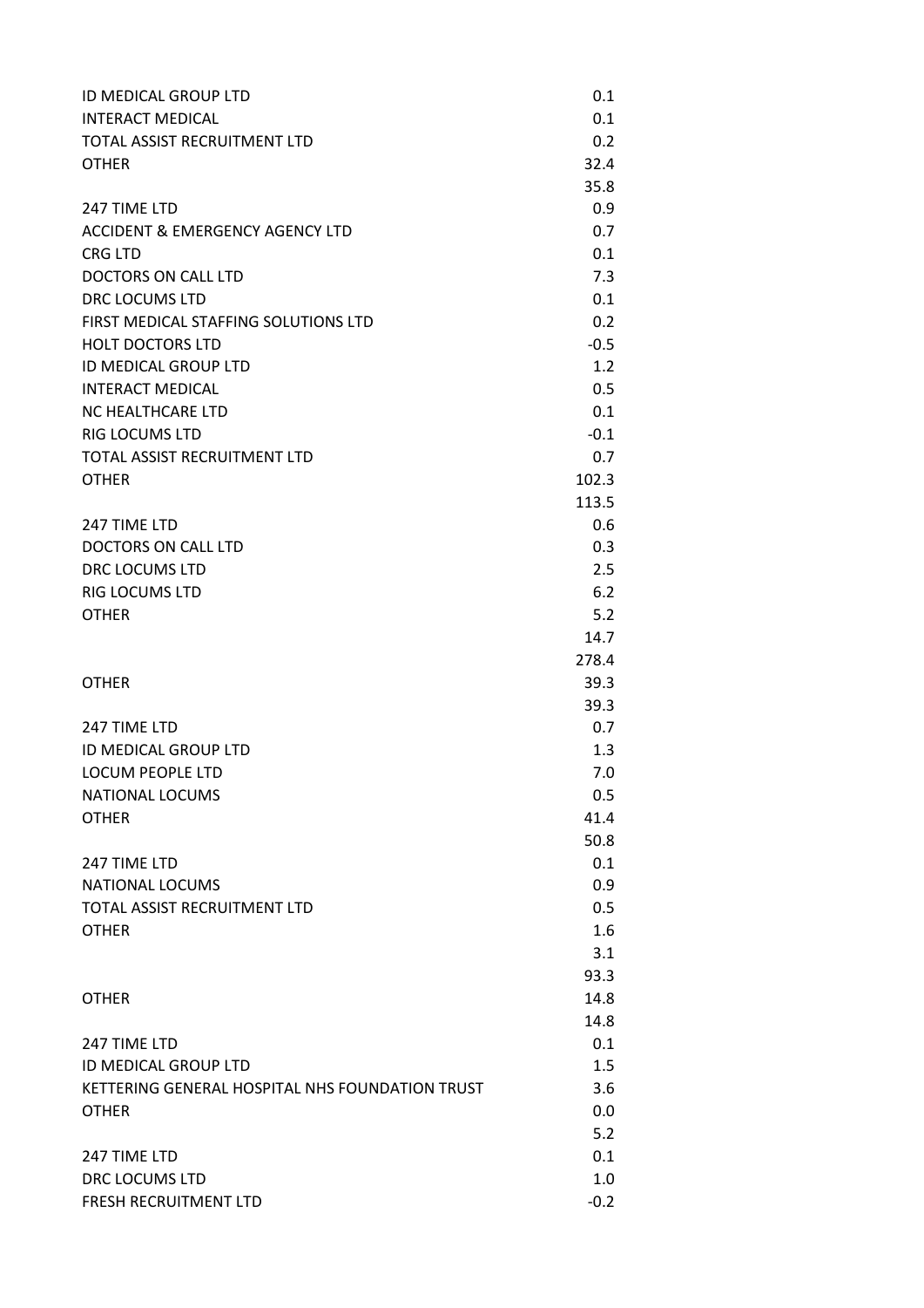| | |
|---|---|
| ID MEDICAL GROUP LTD | 0.1 |
| INTERACT MEDICAL | 0.1 |
| TOTAL ASSIST RECRUITMENT LTD | 0.2 |
| OTHER | 32.4 |
| | 35.8 |
| 247 TIME LTD | 0.9 |
| ACCIDENT & EMERGENCY AGENCY LTD | 0.7 |
| CRG LTD | 0.1 |
| DOCTORS ON CALL LTD | 7.3 |
| DRC LOCUMS LTD | 0.1 |
| FIRST MEDICAL STAFFING SOLUTIONS LTD | 0.2 |
| HOLT DOCTORS LTD | -0.5 |
| ID MEDICAL GROUP LTD | 1.2 |
| INTERACT MEDICAL | 0.5 |
| NC HEALTHCARE LTD | 0.1 |
| RIG LOCUMS LTD | -0.1 |
| TOTAL ASSIST RECRUITMENT LTD | 0.7 |
| OTHER | 102.3 |
| | 113.5 |
| 247 TIME LTD | 0.6 |
| DOCTORS ON CALL LTD | 0.3 |
| DRC LOCUMS LTD | 2.5 |
| RIG LOCUMS LTD | 6.2 |
| OTHER | 5.2 |
| | 14.7 |
| | 278.4 |
| OTHER | 39.3 |
| | 39.3 |
| 247 TIME LTD | 0.7 |
| ID MEDICAL GROUP LTD | 1.3 |
| LOCUM PEOPLE LTD | 7.0 |
| NATIONAL LOCUMS | 0.5 |
| OTHER | 41.4 |
| | 50.8 |
| 247 TIME LTD | 0.1 |
| NATIONAL LOCUMS | 0.9 |
| TOTAL ASSIST RECRUITMENT LTD | 0.5 |
| OTHER | 1.6 |
| | 3.1 |
| | 93.3 |
| OTHER | 14.8 |
| | 14.8 |
| 247 TIME LTD | 0.1 |
| ID MEDICAL GROUP LTD | 1.5 |
| KETTERING GENERAL HOSPITAL NHS FOUNDATION TRUST | 3.6 |
| OTHER | 0.0 |
| | 5.2 |
| 247 TIME LTD | 0.1 |
| DRC LOCUMS LTD | 1.0 |
| FRESH RECRUITMENT LTD | -0.2 |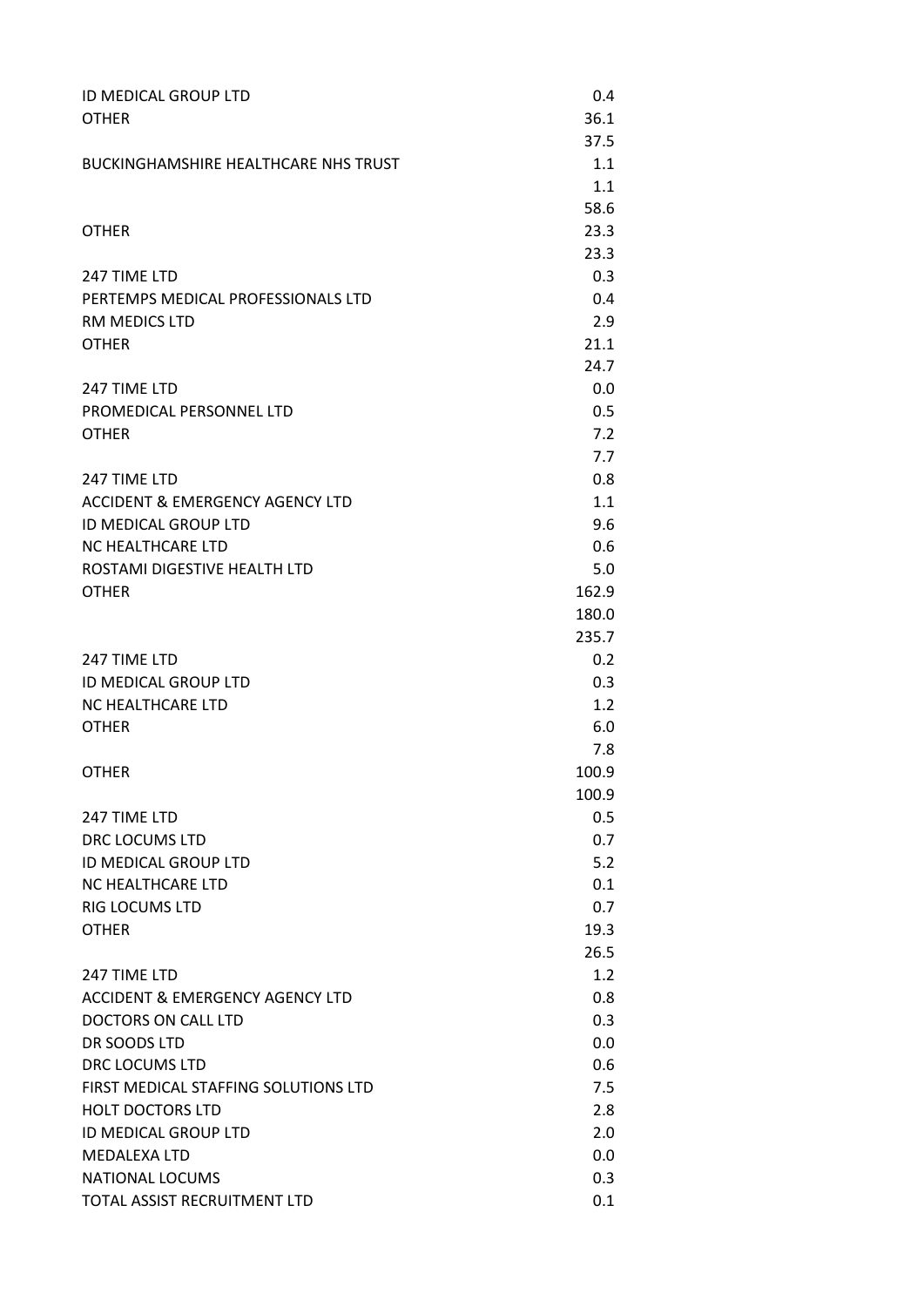| | |
|---|---|
| ID MEDICAL GROUP LTD | 0.4 |
| OTHER | 36.1 |
| | 37.5 |
| BUCKINGHAMSHIRE HEALTHCARE NHS TRUST | 1.1 |
| | 1.1 |
| | 58.6 |
| OTHER | 23.3 |
| | 23.3 |
| 247 TIME LTD | 0.3 |
| PERTEMPS MEDICAL PROFESSIONALS LTD | 0.4 |
| RM MEDICS LTD | 2.9 |
| OTHER | 21.1 |
| | 24.7 |
| 247 TIME LTD | 0.0 |
| PROMEDICAL PERSONNEL LTD | 0.5 |
| OTHER | 7.2 |
| | 7.7 |
| 247 TIME LTD | 0.8 |
| ACCIDENT & EMERGENCY AGENCY LTD | 1.1 |
| ID MEDICAL GROUP LTD | 9.6 |
| NC HEALTHCARE LTD | 0.6 |
| ROSTAMI DIGESTIVE HEALTH LTD | 5.0 |
| OTHER | 162.9 |
| | 180.0 |
| | 235.7 |
| 247 TIME LTD | 0.2 |
| ID MEDICAL GROUP LTD | 0.3 |
| NC HEALTHCARE LTD | 1.2 |
| OTHER | 6.0 |
| | 7.8 |
| OTHER | 100.9 |
| | 100.9 |
| 247 TIME LTD | 0.5 |
| DRC LOCUMS LTD | 0.7 |
| ID MEDICAL GROUP LTD | 5.2 |
| NC HEALTHCARE LTD | 0.1 |
| RIG LOCUMS LTD | 0.7 |
| OTHER | 19.3 |
| | 26.5 |
| 247 TIME LTD | 1.2 |
| ACCIDENT & EMERGENCY AGENCY LTD | 0.8 |
| DOCTORS ON CALL LTD | 0.3 |
| DR SOODS LTD | 0.0 |
| DRC LOCUMS LTD | 0.6 |
| FIRST MEDICAL STAFFING SOLUTIONS LTD | 7.5 |
| HOLT DOCTORS LTD | 2.8 |
| ID MEDICAL GROUP LTD | 2.0 |
| MEDALEXA LTD | 0.0 |
| NATIONAL LOCUMS | 0.3 |
| TOTAL ASSIST RECRUITMENT LTD | 0.1 |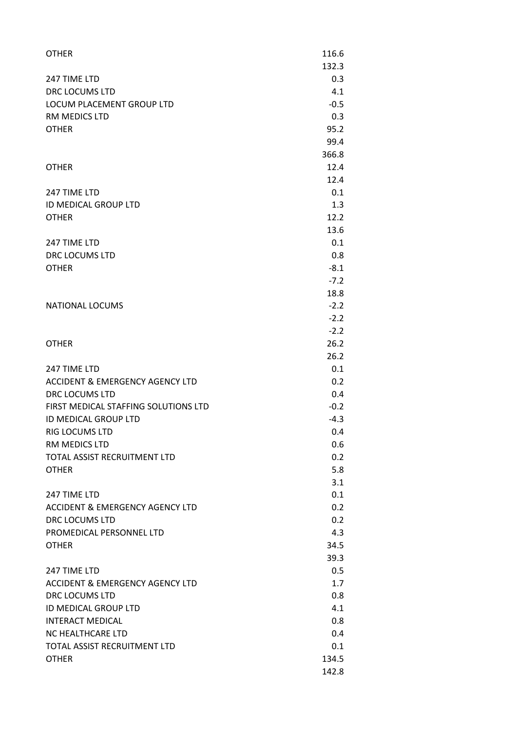| | |
|---|---|
| OTHER | 116.6 |
| | 132.3 |
| 247 TIME LTD | 0.3 |
| DRC LOCUMS LTD | 4.1 |
| LOCUM PLACEMENT GROUP LTD | -0.5 |
| RM MEDICS LTD | 0.3 |
| OTHER | 95.2 |
| | 99.4 |
| | 366.8 |
| OTHER | 12.4 |
| | 12.4 |
| 247 TIME LTD | 0.1 |
| ID MEDICAL GROUP LTD | 1.3 |
| OTHER | 12.2 |
| | 13.6 |
| 247 TIME LTD | 0.1 |
| DRC LOCUMS LTD | 0.8 |
| OTHER | -8.1 |
| | -7.2 |
| | 18.8 |
| NATIONAL LOCUMS | -2.2 |
| | -2.2 |
| | -2.2 |
| OTHER | 26.2 |
| | 26.2 |
| 247 TIME LTD | 0.1 |
| ACCIDENT & EMERGENCY AGENCY LTD | 0.2 |
| DRC LOCUMS LTD | 0.4 |
| FIRST MEDICAL STAFFING SOLUTIONS LTD | -0.2 |
| ID MEDICAL GROUP LTD | -4.3 |
| RIG LOCUMS LTD | 0.4 |
| RM MEDICS LTD | 0.6 |
| TOTAL ASSIST RECRUITMENT LTD | 0.2 |
| OTHER | 5.8 |
| | 3.1 |
| 247 TIME LTD | 0.1 |
| ACCIDENT & EMERGENCY AGENCY LTD | 0.2 |
| DRC LOCUMS LTD | 0.2 |
| PROMEDICAL PERSONNEL LTD | 4.3 |
| OTHER | 34.5 |
| | 39.3 |
| 247 TIME LTD | 0.5 |
| ACCIDENT & EMERGENCY AGENCY LTD | 1.7 |
| DRC LOCUMS LTD | 0.8 |
| ID MEDICAL GROUP LTD | 4.1 |
| INTERACT MEDICAL | 0.8 |
| NC HEALTHCARE LTD | 0.4 |
| TOTAL ASSIST RECRUITMENT LTD | 0.1 |
| OTHER | 134.5 |
| | 142.8 |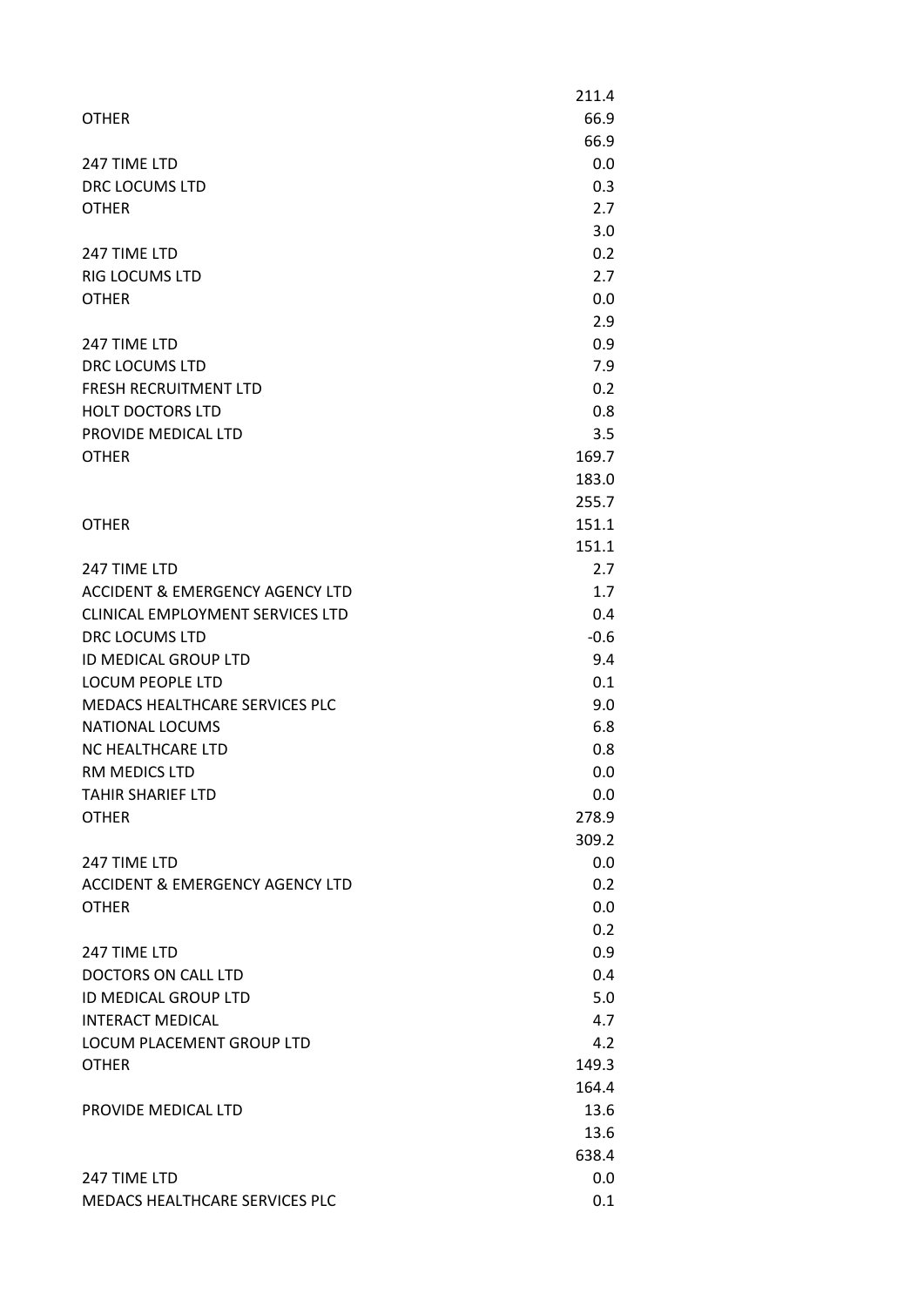| | |
|---|---|
| | 211.4 |
| OTHER | 66.9 |
| | 66.9 |
| 247 TIME LTD | 0.0 |
| DRC LOCUMS LTD | 0.3 |
| OTHER | 2.7 |
| | 3.0 |
| 247 TIME LTD | 0.2 |
| RIG LOCUMS LTD | 2.7 |
| OTHER | 0.0 |
| | 2.9 |
| 247 TIME LTD | 0.9 |
| DRC LOCUMS LTD | 7.9 |
| FRESH RECRUITMENT LTD | 0.2 |
| HOLT DOCTORS LTD | 0.8 |
| PROVIDE MEDICAL LTD | 3.5 |
| OTHER | 169.7 |
| | 183.0 |
| | 255.7 |
| OTHER | 151.1 |
| | 151.1 |
| 247 TIME LTD | 2.7 |
| ACCIDENT & EMERGENCY AGENCY LTD | 1.7 |
| CLINICAL EMPLOYMENT SERVICES LTD | 0.4 |
| DRC LOCUMS LTD | -0.6 |
| ID MEDICAL GROUP LTD | 9.4 |
| LOCUM PEOPLE LTD | 0.1 |
| MEDACS HEALTHCARE SERVICES PLC | 9.0 |
| NATIONAL LOCUMS | 6.8 |
| NC HEALTHCARE LTD | 0.8 |
| RM MEDICS LTD | 0.0 |
| TAHIR SHARIEF LTD | 0.0 |
| OTHER | 278.9 |
| | 309.2 |
| 247 TIME LTD | 0.0 |
| ACCIDENT & EMERGENCY AGENCY LTD | 0.2 |
| OTHER | 0.0 |
| | 0.2 |
| 247 TIME LTD | 0.9 |
| DOCTORS ON CALL LTD | 0.4 |
| ID MEDICAL GROUP LTD | 5.0 |
| INTERACT MEDICAL | 4.7 |
| LOCUM PLACEMENT GROUP LTD | 4.2 |
| OTHER | 149.3 |
| | 164.4 |
| PROVIDE MEDICAL LTD | 13.6 |
| | 13.6 |
| | 638.4 |
| 247 TIME LTD | 0.0 |
| MEDACS HEALTHCARE SERVICES PLC | 0.1 |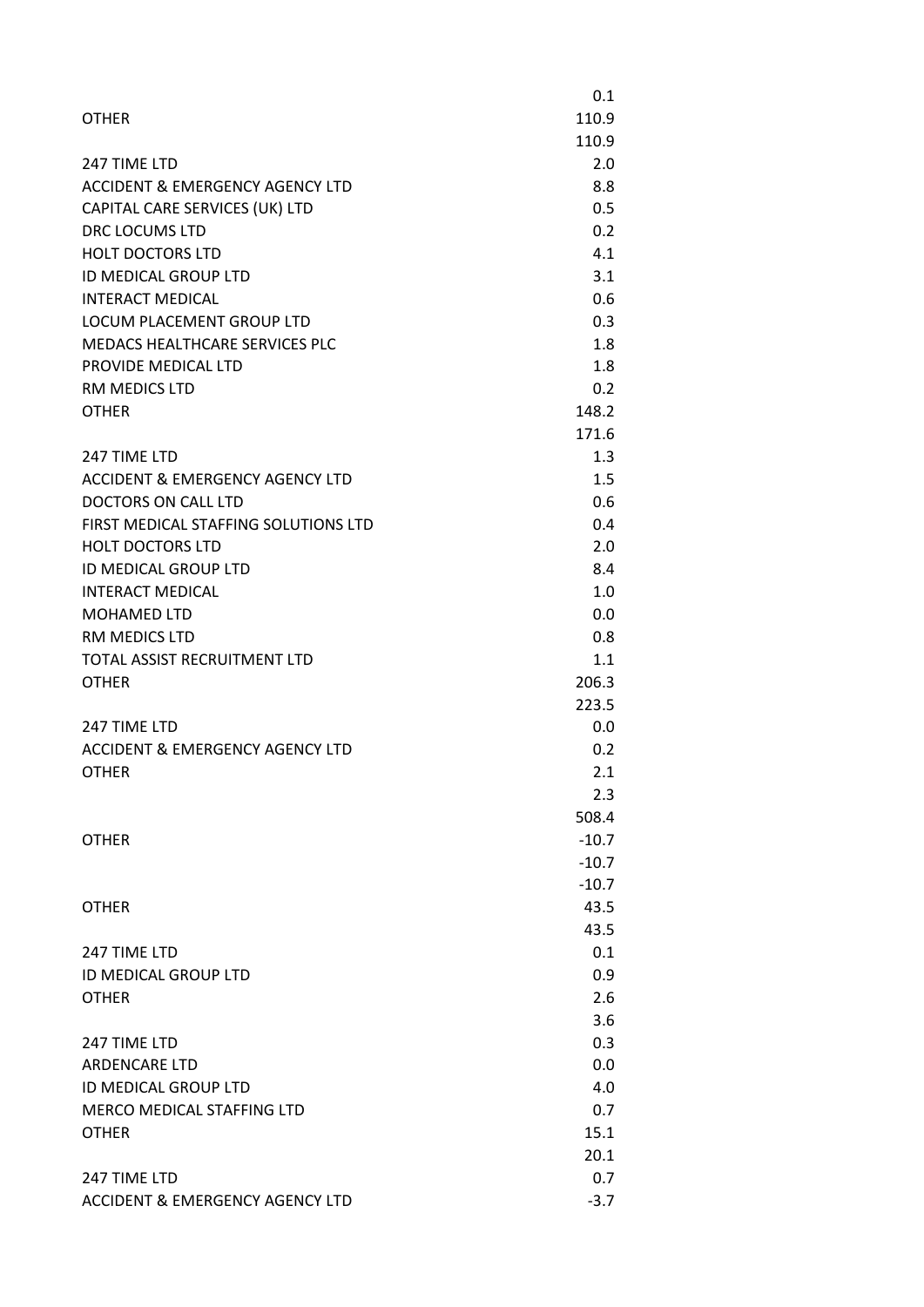| | |
|---|---|
| | 0.1 |
| OTHER | 110.9 |
| | 110.9 |
| 247 TIME LTD | 2.0 |
| ACCIDENT & EMERGENCY AGENCY LTD | 8.8 |
| CAPITAL CARE SERVICES (UK) LTD | 0.5 |
| DRC LOCUMS LTD | 0.2 |
| HOLT DOCTORS LTD | 4.1 |
| ID MEDICAL GROUP LTD | 3.1 |
| INTERACT MEDICAL | 0.6 |
| LOCUM PLACEMENT GROUP LTD | 0.3 |
| MEDACS HEALTHCARE SERVICES PLC | 1.8 |
| PROVIDE MEDICAL LTD | 1.8 |
| RM MEDICS LTD | 0.2 |
| OTHER | 148.2 |
| | 171.6 |
| 247 TIME LTD | 1.3 |
| ACCIDENT & EMERGENCY AGENCY LTD | 1.5 |
| DOCTORS ON CALL LTD | 0.6 |
| FIRST MEDICAL STAFFING SOLUTIONS LTD | 0.4 |
| HOLT DOCTORS LTD | 2.0 |
| ID MEDICAL GROUP LTD | 8.4 |
| INTERACT MEDICAL | 1.0 |
| MOHAMED LTD | 0.0 |
| RM MEDICS LTD | 0.8 |
| TOTAL ASSIST RECRUITMENT LTD | 1.1 |
| OTHER | 206.3 |
| | 223.5 |
| 247 TIME LTD | 0.0 |
| ACCIDENT & EMERGENCY AGENCY LTD | 0.2 |
| OTHER | 2.1 |
| | 2.3 |
| | 508.4 |
| OTHER | -10.7 |
| | -10.7 |
| | -10.7 |
| OTHER | 43.5 |
| | 43.5 |
| 247 TIME LTD | 0.1 |
| ID MEDICAL GROUP LTD | 0.9 |
| OTHER | 2.6 |
| | 3.6 |
| 247 TIME LTD | 0.3 |
| ARDENCARE LTD | 0.0 |
| ID MEDICAL GROUP LTD | 4.0 |
| MERCO MEDICAL STAFFING LTD | 0.7 |
| OTHER | 15.1 |
| | 20.1 |
| 247 TIME LTD | 0.7 |
| ACCIDENT & EMERGENCY AGENCY LTD | -3.7 |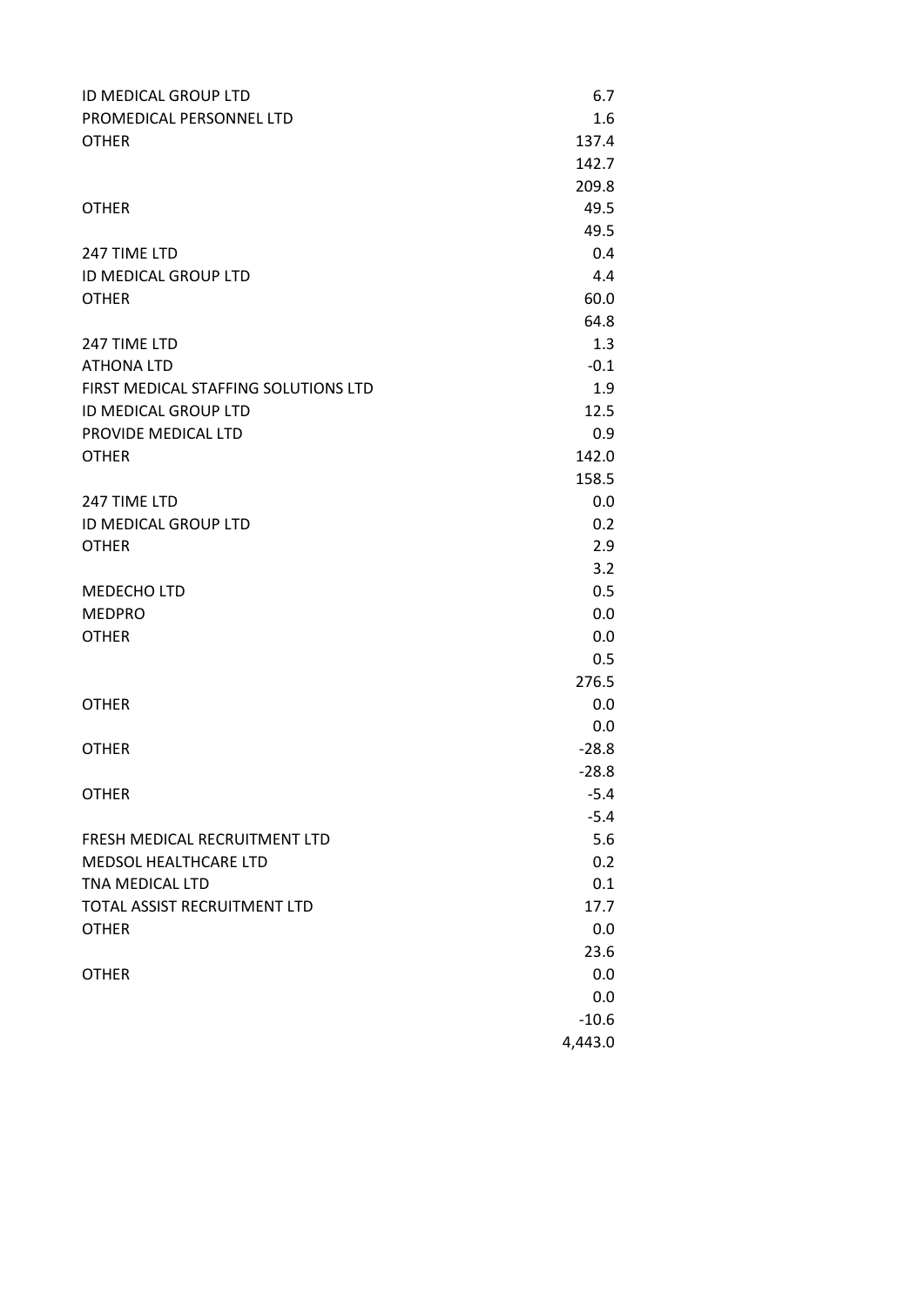| | |
|---|---|
| ID MEDICAL GROUP LTD | 6.7 |
| PROMEDICAL PERSONNEL LTD | 1.6 |
| OTHER | 137.4 |
| | 142.7 |
| | 209.8 |
| OTHER | 49.5 |
| | 49.5 |
| 247 TIME LTD | 0.4 |
| ID MEDICAL GROUP LTD | 4.4 |
| OTHER | 60.0 |
| | 64.8 |
| 247 TIME LTD | 1.3 |
| ATHONA LTD | -0.1 |
| FIRST MEDICAL STAFFING SOLUTIONS LTD | 1.9 |
| ID MEDICAL GROUP LTD | 12.5 |
| PROVIDE MEDICAL LTD | 0.9 |
| OTHER | 142.0 |
| | 158.5 |
| 247 TIME LTD | 0.0 |
| ID MEDICAL GROUP LTD | 0.2 |
| OTHER | 2.9 |
| | 3.2 |
| MEDECHO LTD | 0.5 |
| MEDPRO | 0.0 |
| OTHER | 0.0 |
| | 0.5 |
| | 276.5 |
| OTHER | 0.0 |
| | 0.0 |
| OTHER | -28.8 |
| | -28.8 |
| OTHER | -5.4 |
| | -5.4 |
| FRESH MEDICAL RECRUITMENT LTD | 5.6 |
| MEDSOL HEALTHCARE LTD | 0.2 |
| TNA MEDICAL LTD | 0.1 |
| TOTAL ASSIST RECRUITMENT LTD | 17.7 |
| OTHER | 0.0 |
| | 23.6 |
| OTHER | 0.0 |
| | 0.0 |
| | -10.6 |
| | 4,443.0 |